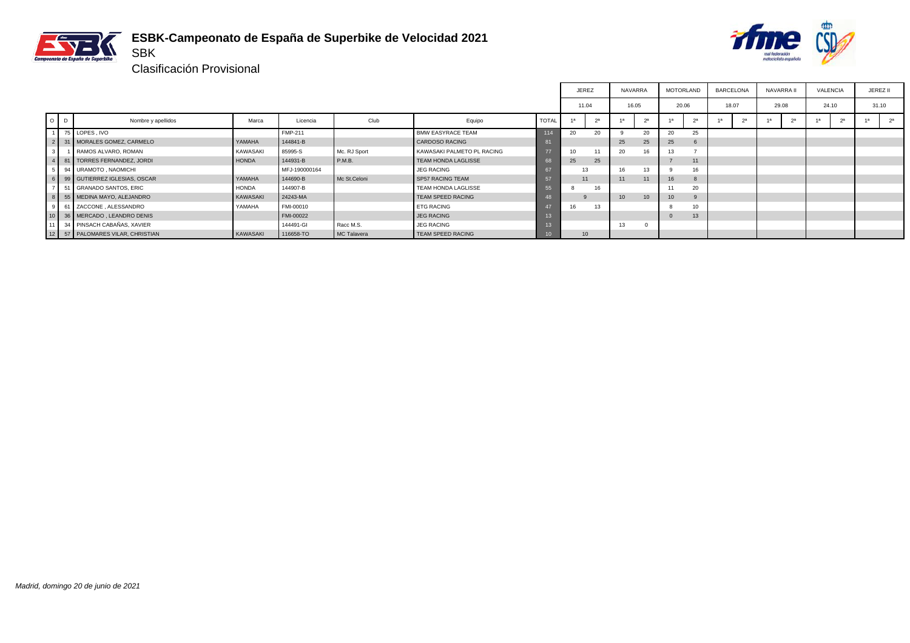# ESBK-Campeonato de España de Superbike de Velocidad 2021

SBK

Clasificación Provisional

| O | D | Nombre y apellidos | Marca | Licencia | Club | Equipo | TOTAL | JEREZ | | NAVARRA | | MOTORLAND | | BARCELONA | | NAVARRA II | | VALENCIA | | JEREZ II | |
|---|---|---|---|---|---|---|---|---|---|---|---|---|---|---|---|---|---|---|---|---|---|
| | | | | | | | | 11.04 | | 16.05 | | 20.06 | | 18.07 | | 29.08 | | 24.10 | | 31.10 | |
| | | | | | | | | 1ª | 2ª | 1ª | 2ª | 1ª | 2ª | 1ª | 2ª | 1ª | 2ª | 1ª | 2ª | 1ª | 2ª |
| 1 | 75 | LOPES , IVO | | FMP-211 | | BMW EASYRACE TEAM | 114 | 20 | 20 | 9 | 20 | 20 | 25 | | | | | | | | |
| 2 | 31 | MORALES GOMEZ, CARMELO | YAMAHA | 144841-B | | CARDOSO RACING | 81 | | | 25 | 25 | 25 | 6 | | | | | | | | |
| 3 | 1 | RAMOS ALVARO, ROMAN | KAWASAKI | 85995-S | Mc. RJ Sport | KAWASAKI PALMETO PL RACING | 77 | 10 | 11 | 20 | 16 | 13 | 7 | | | | | | | | |
| 4 | 81 | TORRES FERNANDEZ, JORDI | HONDA | 144931-B | P.M.B. | TEAM HONDA LAGLISSE | 68 | 25 | 25 | | | 7 | 11 | | | | | | | | |
| 5 | 94 | URAMOTO , NAOMICHI | | MFJ-190000164 | | JEG RACING | 67 | 13 | | 16 | 13 | 9 | 16 | | | | | | | | |
| 6 | 99 | GUTIERREZ IGLESIAS, OSCAR | YAMAHA | 144690-B | Mc St.Celoni | SP57 RACING TEAM | 57 | 11 | | 11 | 11 | 16 | 8 | | | | | | | | |
| 7 | 51 | GRANADO SANTOS, ERIC | HONDA | 144907-B | | TEAM HONDA LAGLISSE | 55 | 8 | 16 | | | 11 | 20 | | | | | | | | |
| 8 | 55 | MEDINA MAYO, ALEJANDRO | KAWASAKI | 24243-MA | | TEAM SPEED RACING | 48 | 9 | | 10 | 10 | 10 | 9 | | | | | | | | |
| 9 | 61 | ZACCONE , ALESSANDRO | YAMAHA | FMI-00010 | | ETG RACING | 47 | 16 | 13 | | | 8 | 10 | | | | | | | | |
| 10 | 36 | MERCADO , LEANDRO DENIS | | FMI-00022 | | JEG RACING | 13 | | | | | 0 | 13 | | | | | | | | |
| 11 | 34 | PINSACH CABAÑAS, XAVIER | | 144491-GI | Racc M.S. | JEG RACING | 13 | | | 13 | 0 | | | | | | | | | | |
| 12 | 57 | PALOMARES VILAR, CHRISTIAN | KAWASAKI | 116658-TO | MC Talavera | TEAM SPEED RACING | 10 | 10 | | | | | | | | | | | | | |

*Madrid, domingo 20 de junio de 2021*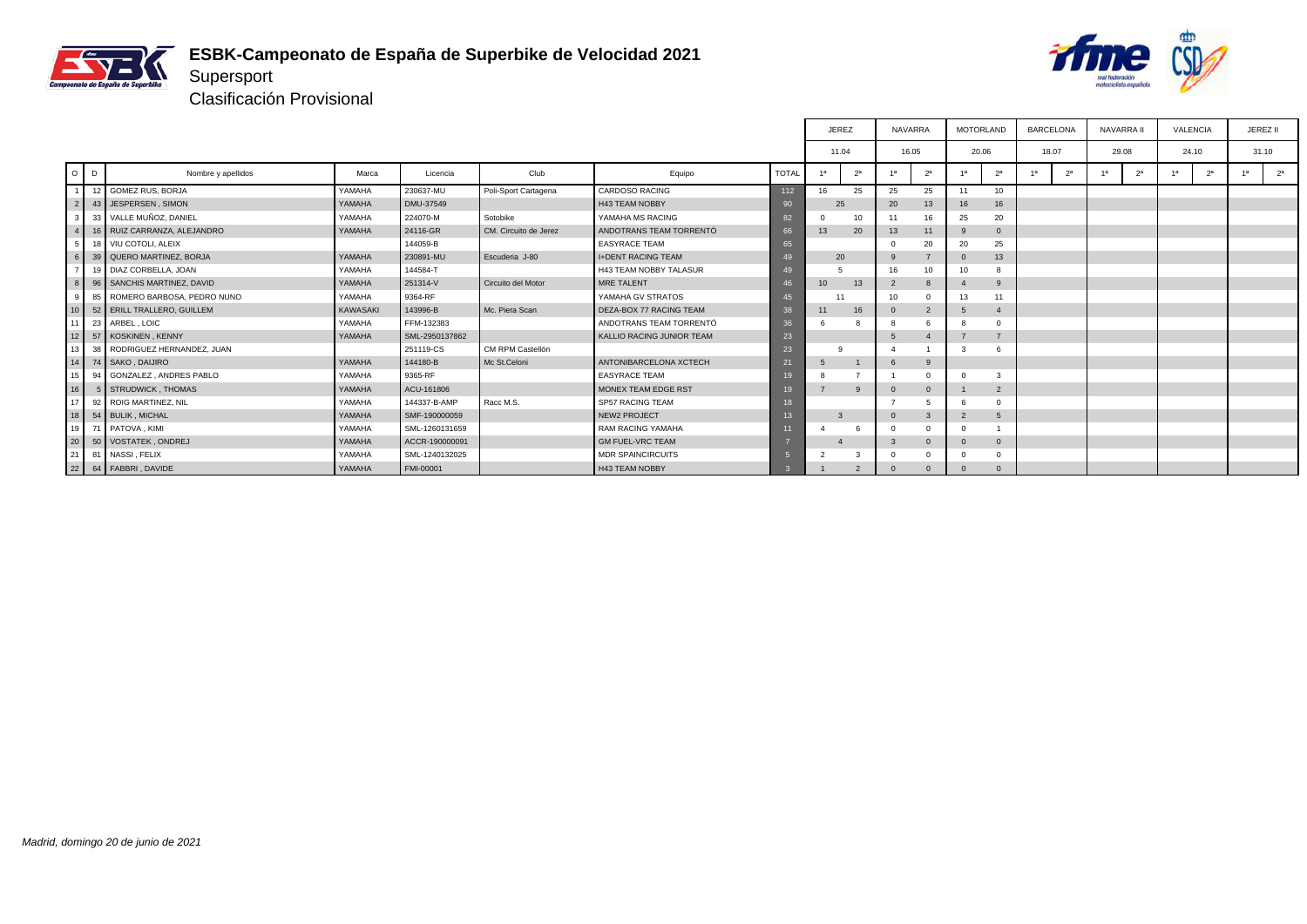# ESBK-Campeonato de España de Superbike de Velocidad 2021

## Supersport

### Clasificación Provisional

| O | D | Nombre y apellidos | Marca | Licencia | Club | Equipo | TOTAL | JEREZ 11.04 | | NAVARRA 16.05 | | MOTORLAND 20.06 | | BARCELONA 18.07 | | NAVARRA II 29.08 | | VALENCIA 24.10 | | JEREZ II 31.10 | |
|---|---|---|---|---|---|---|---|---|---|---|---|---|---|---|---|---|---|---|---|---|---|
| | | | | | | | | 1ª | 2ª | 1ª | 2ª | 1ª | 2ª | 1ª | 2ª | 1ª | 2ª | 1ª | 2ª | 1ª | 2ª |
| 1 | 12 | GOMEZ RUS, BORJA | YAMAHA | 230637-MU | Poli-Sport Cartagena | CARDOSO RACING | 112 | 16 | 25 | 25 | 25 | 11 | 10 | | | | | | | | |
| 2 | 43 | JESPERSEN , SIMON | YAMAHA | DMU-37549 | | H43 TEAM NOBBY | 90 | 25 | | 20 | 13 | 16 | 16 | | | | | | | | |
| 3 | 33 | VALLE MUÑOZ, DANIEL | YAMAHA | 224070-M | Sotobike | YAMAHA MS RACING | 82 | 0 | 10 | 11 | 16 | 25 | 20 | | | | | | | | |
| 4 | 16 | RUIZ CARRANZA, ALEJANDRO | YAMAHA | 24116-GR | CM. Circuito de Jerez | ANDOTRANS TEAM TORRENTÓ | 66 | 13 | 20 | 13 | 11 | 9 | 0 | | | | | | | | |
| 5 | 18 | VIU COTOLI, ALEIX | | 144059-B | | EASYRACE TEAM | 65 | | | 0 | 20 | 20 | 25 | | | | | | | | |
| 6 | 39 | QUERO MARTINEZ, BORJA | YAMAHA | 230891-MU | Escuderia J-80 | I+DENT RACING TEAM | 49 | 20 | | 9 | 7 | 0 | 13 | | | | | | | | |
| 7 | 19 | DIAZ CORBELLA, JOAN | YAMAHA | 144584-T | | H43 TEAM NOBBY TALASUR | 49 | 5 | | 16 | 10 | 10 | 8 | | | | | | | | |
| 8 | 96 | SANCHIS MARTINEZ, DAVID | YAMAHA | 251314-V | Circuito del Motor | MRE TALENT | 46 | 10 | 13 | 2 | 8 | 4 | 9 | | | | | | | | |
| 9 | 85 | ROMERO BARBOSA, PEDRO NUNO | YAMAHA | 9364-RF | | YAMAHA GV STRATOS | 45 | 11 | | 10 | 0 | 13 | 11 | | | | | | | | |
| 10 | 52 | ERILL TRALLERO, GUILLEM | KAWASAKI | 143996-B | Mc. Piera Scan | DEZA-BOX 77 RACING TEAM | 38 | 11 | 16 | 0 | 2 | 5 | 4 | | | | | | | | |
| 11 | 23 | ARBEL , LOIC | YAMAHA | FFM-132383 | | ANDOTRANS TEAM TORRENTÓ | 36 | 6 | 8 | 8 | 6 | 8 | 0 | | | | | | | | |
| 12 | 57 | KOSKINEN , KENNY | YAMAHA | SML-2950137862 | | KALLIO RACING JUNIOR TEAM | 23 | | | 5 | 4 | 7 | 7 | | | | | | | | |
| 13 | 38 | RODRIGUEZ HERNANDEZ, JUAN | | 251119-CS | CM RPM Castellón | | 23 | 9 | | 4 | 1 | 3 | 6 | | | | | | | | |
| 14 | 74 | SAKO , DAIJIRO | YAMAHA | 144180-B | Mc St.Celoni | ANTONIBARCELONA XCTECH | 21 | 5 | 1 | 6 | 9 | | | | | | | | | | |
| 15 | 94 | GONZALEZ , ANDRES PABLO | YAMAHA | 9365-RF | | EASYRACE TEAM | 19 | 8 | 7 | 1 | 0 | 0 | 3 | | | | | | | | |
| 16 | 5 | STRUDWICK , THOMAS | YAMAHA | ACU-161806 | | MONEX TEAM EDGE RST | 19 | 7 | 9 | 0 | 0 | 1 | 2 | | | | | | | | |
| 17 | 92 | ROIG MARTINEZ, NIL | YAMAHA | 144337-B-AMP | Racc M.S. | SP57 RACING TEAM | 18 | | | 7 | 5 | 6 | 0 | | | | | | | | |
| 18 | 54 | BULIK , MICHAL | YAMAHA | SMF-190000059 | | NEW2 PROJECT | 13 | 3 | | 0 | 3 | 2 | 5 | | | | | | | | |
| 19 | 71 | PATOVA , KIMI | YAMAHA | SML-1260131659 | | RAM RACING YAMAHA | 11 | 4 | 6 | 0 | 0 | 0 | 1 | | | | | | | | |
| 20 | 50 | VOSTATEK , ONDREJ | YAMAHA | ACCR-190000091 | | GM FUEL-VRC TEAM | 7 | 4 | | 3 | 0 | 0 | 0 | | | | | | | | |
| 21 | 81 | NASSI , FELIX | YAMAHA | SML-1240132025 | | MDR SPAINCIRCUITS | 5 | 2 | 3 | 0 | 0 | 0 | 0 | | | | | | | | |
| 22 | 64 | FABBRI , DAVIDE | YAMAHA | FMI-00001 | | H43 TEAM NOBBY | 3 | 1 | 2 | 0 | 0 | 0 | 0 | | | | | | | | |

*Madrid, domingo 20 de junio de 2021*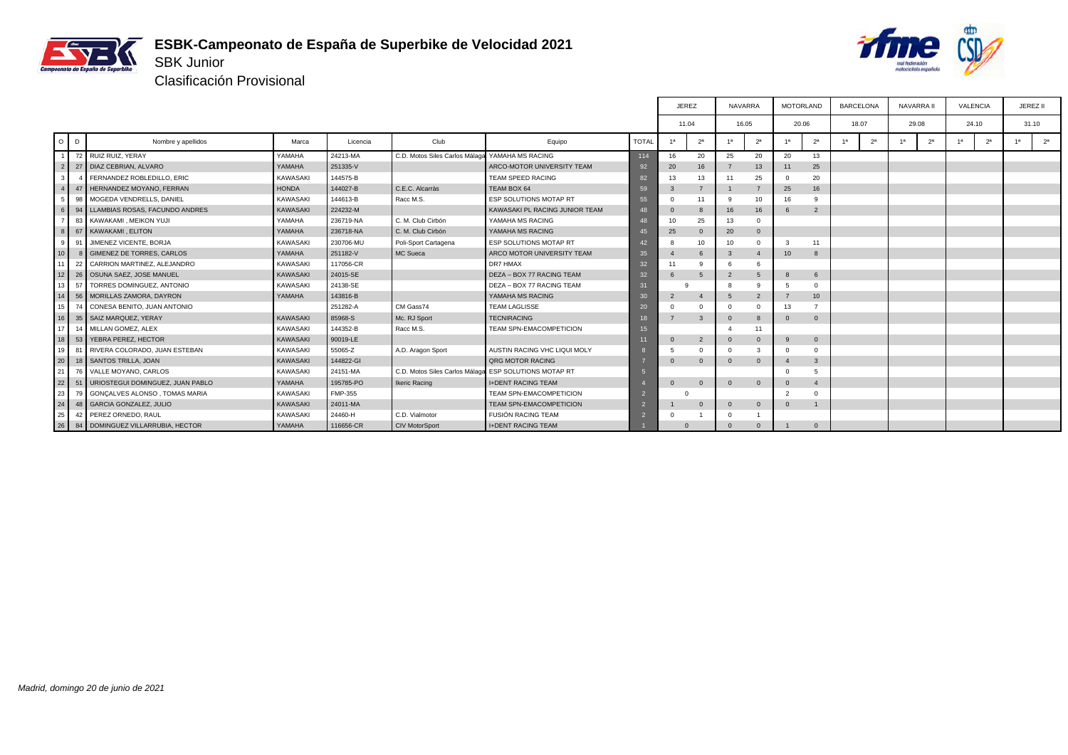# ESBK-Campeonato de España de Superbike de Velocidad 2021

## SBK Junior

### Clasificación Provisional

| O | D | Nombre y apellidos | Marca | Licencia | Club | Equipo | TOTAL | JEREZ 11.04 | | NAVARRA 16.05 | | MOTORLAND 20.06 | | BARCELONA 18.07 | | NAVARRA II 29.08 | | VALENCIA 24.10 | | JEREZ II 31.10 | |
|---|---|---|---|---|---|---|---|---|---|---|---|---|---|---|---|---|---|---|---|---|---|
| | | | | | | | | 1ª | 2ª | 1ª | 2ª | 1ª | 2ª | 1ª | 2ª | 1ª | 2ª | 1ª | 2ª | 1ª | 2ª |
| 1 | 72 | RUIZ RUIZ, YERAY | YAMAHA | 24213-MA | C.D. Motos Siles Carlos Málaga | YAMAHA MS RACING | 114 | 16 | 20 | 25 | 20 | 20 | 13 | | | | | | | | |
| 2 | 27 | DIAZ CEBRIAN, ALVARO | YAMAHA | 251335-V | | ARCO-MOTOR UNIVERSITY TEAM | 92 | 20 | 16 | 7 | 13 | 11 | 25 | | | | | | | | |
| 3 | 4 | FERNANDEZ ROBLEDILLO, ERIC | KAWASAKI | 144575-B | | TEAM SPEED RACING | 82 | 13 | 13 | 11 | 25 | 0 | 20 | | | | | | | | |
| 4 | 47 | HERNANDEZ MOYANO, FERRAN | HONDA | 144027-B | C.E.C. Alcarràs | TEAM BOX 64 | 59 | 3 | 7 | 1 | 7 | 25 | 16 | | | | | | | | |
| 5 | 98 | MOGEDA VENDRELLS, DANIEL | KAWASAKI | 144613-B | Racc M.S. | ESP SOLUTIONS MOTAP RT | 55 | 0 | 11 | 9 | 10 | 16 | 9 | | | | | | | | |
| 6 | 94 | LLAMBIAS ROSAS, FACUNDO ANDRES | KAWASAKI | 224232-M | | KAWASAKI PL RACING JUNIOR TEAM | 48 | 0 | 8 | 16 | 16 | 6 | 2 | | | | | | | | |
| 7 | 83 | KAWAKAMI , MEIKON YUJI | YAMAHA | 236719-NA | C. M. Club Cirbón | YAMAHA MS RACING | 48 | 10 | 25 | 13 | 0 | | | | | | | | | | |
| 8 | 67 | KAWAKAMI , ELITON | YAMAHA | 236718-NA | C. M. Club Cirbón | YAMAHA MS RACING | 45 | 25 | 0 | 20 | 0 | | | | | | | | | | |
| 9 | 91 | JIMENEZ VICENTE, BORJA | KAWASAKI | 230706-MU | Poli-Sport Cartagena | ESP SOLUTIONS MOTAP RT | 42 | 8 | 10 | 10 | 0 | 3 | 11 | | | | | | | | |
| 10 | 8 | GIMENEZ DE TORRES, CARLOS | YAMAHA | 251182-V | MC Sueca | ARCO MOTOR UNIVERSITY TEAM | 35 | 4 | 6 | 3 | 4 | 10 | 8 | | | | | | | | |
| 11 | 22 | CARRION MARTINEZ, ALEJANDRO | KAWASAKI | 117056-CR | | DR7 HMAX | 32 | 11 | 9 | 6 | 6 | | | | | | | | | | |
| 12 | 26 | OSUNA SAEZ, JOSE MANUEL | KAWASAKI | 24015-SE | | DEZA – BOX 77 RACING TEAM | 32 | 6 | 5 | 2 | 5 | 8 | 6 | | | | | | | | |
| 13 | 57 | TORRES DOMINGUEZ, ANTONIO | KAWASAKI | 24138-SE | | DEZA – BOX 77 RACING TEAM | 31 | 9 | | 8 | 9 | 5 | 0 | | | | | | | | |
| 14 | 56 | MORILLAS ZAMORA, DAYRON | YAMAHA | 143816-B | | YAMAHA MS RACING | 30 | 2 | 4 | 5 | 2 | 7 | 10 | | | | | | | | |
| 15 | 74 | CONESA BENITO, JUAN ANTONIO | | 251282-A | CM Gass74 | TEAM LAGLISSE | 20 | 0 | 0 | 0 | 0 | 13 | 7 | | | | | | | | |
| 16 | 35 | SAIZ MARQUEZ, YERAY | KAWASAKI | 85968-S | Mc. RJ Sport | TECNIRACING | 18 | 7 | 3 | 0 | 8 | 0 | 0 | | | | | | | | |
| 17 | 14 | MILLAN GOMEZ, ALEX | KAWASAKI | 144352-B | Racc M.S. | TEAM SPN-EMACOMPETICION | 15 | | | 4 | 11 | | | | | | | | | | |
| 18 | 53 | YEBRA PEREZ, HECTOR | KAWASAKI | 90019-LE | | | 11 | 0 | 2 | 0 | 0 | 9 | 0 | | | | | | | | |
| 19 | 81 | RIVERA COLORADO, JUAN ESTEBAN | KAWASAKI | 55065-Z | A.D. Aragon Sport | AUSTIN RACING VHC LIQUI MOLY | 8 | 5 | 0 | 0 | 3 | 0 | 0 | | | | | | | | |
| 20 | 18 | SANTOS TRILLA, JOAN | KAWASAKI | 144822-GI | | QRG MOTOR RACING | 7 | 0 | 0 | 0 | 0 | 4 | 3 | | | | | | | | |
| 21 | 76 | VALLE MOYANO, CARLOS | KAWASAKI | 24151-MA | C.D. Motos Siles Carlos Málaga | ESP SOLUTIONS MOTAP RT | 5 | | | | | 0 | 5 | | | | | | | | |
| 22 | 51 | URIOSTEGUI DOMINGUEZ, JUAN PABLO | YAMAHA | 195785-PO | Ikeric Racing | I+DENT RACING TEAM | 4 | 0 | 0 | 0 | 0 | 0 | 4 | | | | | | | | |
| 23 | 79 | GONÇALVES ALONSO , TOMAS MARIA | KAWASAKI | FMP-355 | | TEAM SPN-EMACOMPETICION | 2 | 0 | | | | 2 | 0 | | | | | | | | |
| 24 | 48 | GARCIA GONZALEZ, JULIO | KAWASAKI | 24011-MA | | TEAM SPN-EMACOMPETICION | 2 | 1 | 0 | 0 | 0 | 0 | 1 | | | | | | | | |
| 25 | 42 | PEREZ ORNEDO, RAUL | KAWASAKI | 24460-H | C.D. Vialmotor | FUSIÓN RACING TEAM | 2 | 0 | 1 | 0 | 1 | | | | | | | | | | |
| 26 | 84 | DOMINGUEZ VILLARRUBIA, HECTOR | YAMAHA | 116656-CR | CIV MotorSport | I+DENT RACING TEAM | 1 | 0 | | 0 | 0 | 1 | 0 | | | | | | | | |

*Madrid, domingo 20 de junio de 2021*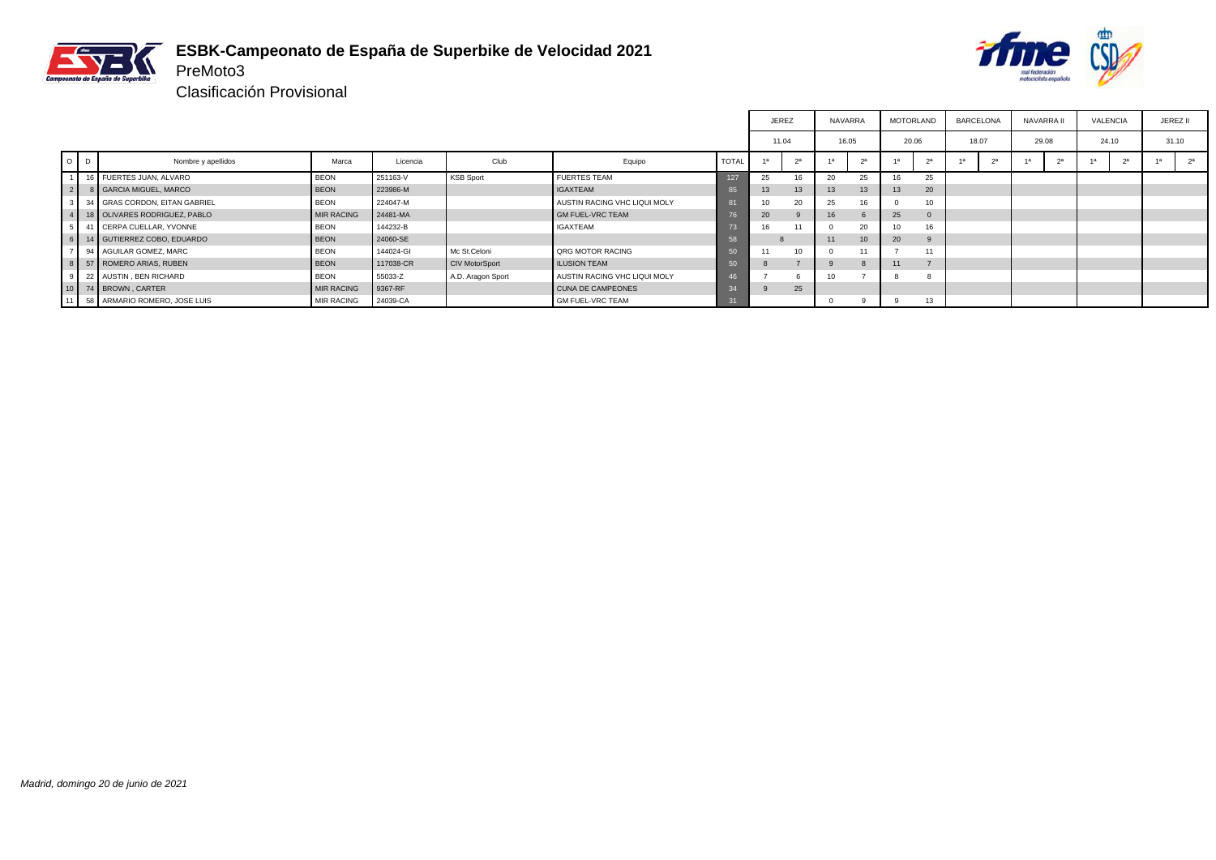# ESBK-Campeonato de España de Superbike de Velocidad 2021

## PreMoto3

### Clasificación Provisional

| | | | | | | | | JEREZ | | NAVARRA | | MOTORLAND | | BARCELONA | | NAVARRA II | | VALENCIA | | JEREZ II | |
|---|---|---|---|---|---|---|---|---|---|---|---|---|---|---|---|---|---|---|---|---|---|
| | | | | | | | | 11.04 | | 16.05 | | 20.06 | | 18.07 | | 29.08 | | 24.10 | | 31.10 | |
| O | D | Nombre y apellidos | Marca | Licencia | Club | Equipo | TOTAL | 1ª | 2ª | 1ª | 2ª | 1ª | 2ª | 1ª | 2ª | 1ª | 2ª | 1ª | 2ª | 1ª | 2ª |
| 1 | 16 | FUERTES JUAN, ALVARO | BEON | 251163-V | KSB Sport | FUERTES TEAM | 127 | 25 | 16 | 20 | 25 | 16 | 25 | | | | | | | | |
| 2 | 8 | GARCIA MIGUEL, MARCO | BEON | 223986-M | | IGAXTEAM | 85 | 13 | 13 | 13 | 13 | 13 | 20 | | | | | | | | |
| 3 | 34 | GRAS CORDON, EITAN GABRIEL | BEON | 224047-M | | AUSTIN RACING VHC LIQUI MOLY | 81 | 10 | 20 | 25 | 16 | 0 | 10 | | | | | | | | |
| 4 | 18 | OLIVARES RODRIGUEZ, PABLO | MIR RACING | 24481-MA | | GM FUEL-VRC TEAM | 76 | 20 | 9 | 16 | 6 | 25 | 0 | | | | | | | | |
| 5 | 41 | CERPA CUELLAR, YVONNE | BEON | 144232-B | | IGAXTEAM | 73 | 16 | 11 | 0 | 20 | 10 | 16 | | | | | | | | |
| 6 | 14 | GUTIERREZ COBO, EDUARDO | BEON | 24060-SE | | | 58 | 8 | | 11 | 10 | 20 | 9 | | | | | | | | |
| 7 | 94 | AGUILAR GOMEZ, MARC | BEON | 144024-GI | Mc St.Celoni | QRG MOTOR RACING | 50 | 11 | 10 | 0 | 11 | 7 | 11 | | | | | | | | |
| 8 | 57 | ROMERO ARIAS, RUBEN | BEON | 117038-CR | CIV MotorSport | ILUSION TEAM | 50 | 8 | 7 | 9 | 8 | 11 | 7 | | | | | | | | |
| 9 | 22 | AUSTIN , BEN RICHARD | BEON | 55033-Z | A.D. Aragon Sport | AUSTIN RACING VHC LIQUI MOLY | 46 | 7 | 6 | 10 | 7 | 8 | 8 | | | | | | | | |
| 10 | 74 | BROWN , CARTER | MIR RACING | 9367-RF | | CUNA DE CAMPEONES | 34 | 9 | 25 | | | | | | | | | | | | |
| 11 | 58 | ARMARIO ROMERO, JOSE LUIS | MIR RACING | 24039-CA | | GM FUEL-VRC TEAM | 31 | | | 0 | 9 | 9 | 13 | | | | | | | | |

*Madrid, domingo 20 de junio de 2021*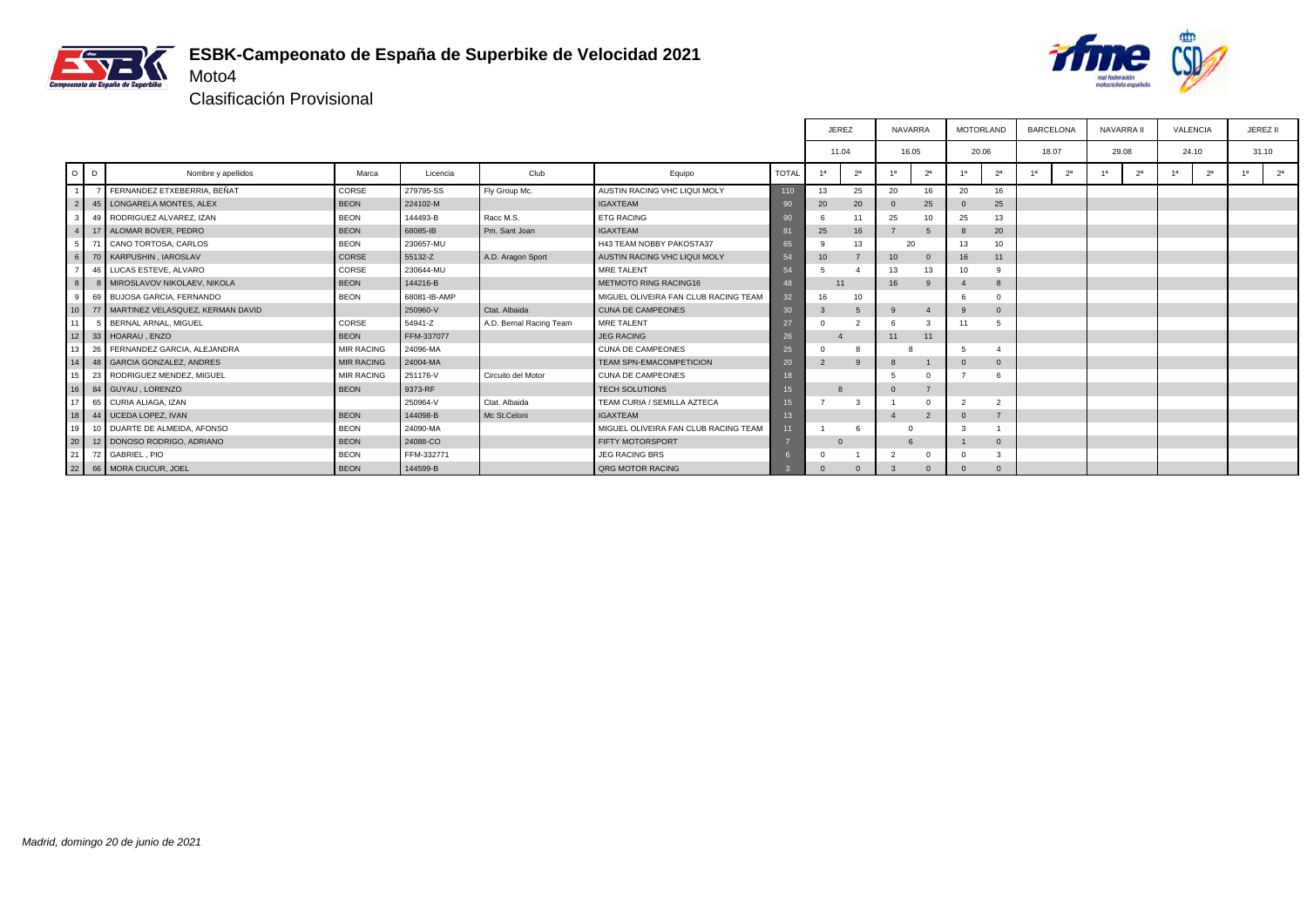# ESBK-Campeonato de España de Superbike de Velocidad 2021

## Moto4

### Clasificación Provisional

| | | | | | | | | JEREZ | | NAVARRA | | MOTORLAND | | BARCELONA | | NAVARRA II | | VALENCIA | | JEREZ II | |
|---|---|---|---|---|---|---|---|---|---|---|---|---|---|---|---|---|---|---|---|---|---|
| | | | | | | | | 11.04 | | 16.05 | | 20.06 | | 18.07 | | 29.08 | | 24.10 | | 31.10 | |
| O | D | Nombre y apellidos | Marca | Licencia | Club | Equipo | TOTAL | 1ª | 2ª | 1ª | 2ª | 1ª | 2ª | 1ª | 2ª | 1ª | 2ª | 1ª | 2ª | 1ª | 2ª |
| 1 | 7 | FERNANDEZ ETXEBERRIA, BEÑAT | CORSE | 279795-SS | Fly Group Mc. | AUSTIN RACING VHC LIQUI MOLY | 110 | 13 | 25 | 20 | 16 | 20 | 16 | | | | | | | | |
| 2 | 45 | LONGARELA MONTES, ALEX | BEON | 224102-M | | IGAXTEAM | 90 | 20 | 20 | 0 | 25 | 0 | 25 | | | | | | | | |
| 3 | 49 | RODRIGUEZ ALVAREZ, IZAN | BEON | 144493-B | Racc M.S. | ETG RACING | 90 | 6 | 11 | 25 | 10 | 25 | 13 | | | | | | | | |
| 4 | 17 | ALOMAR BOVER, PEDRO | BEON | 68085-IB | Pm. Sant Joan | IGAXTEAM | 81 | 25 | 16 | 7 | 5 | 8 | 20 | | | | | | | | |
| 5 | 71 | CANO TORTOSA, CARLOS | BEON | 230657-MU | | H43 TEAM NOBBY PAKOSTA37 | 65 | 9 | 13 | 20 | | 13 | 10 | | | | | | | | |
| 6 | 70 | KARPUSHIN , IAROSLAV | CORSE | 55132-Z | A.D. Aragon Sport | AUSTIN RACING VHC LIQUI MOLY | 54 | 10 | 7 | 10 | 0 | 16 | 11 | | | | | | | | |
| 7 | 46 | LUCAS ESTEVE, ALVARO | CORSE | 230644-MU | | MRE TALENT | 54 | 5 | 4 | 13 | 13 | 10 | 9 | | | | | | | | |
| 8 | 8 | MIROSLAVOV NIKOLAEV, NIKOLA | BEON | 144216-B | | METMOTO RING RACING16 | 48 | 11 | | 16 | 9 | 4 | 8 | | | | | | | | |
| 9 | 69 | BUJOSA GARCIA, FERNANDO | BEON | 68081-IB-AMP | | MIGUEL OLIVEIRA FAN CLUB RACING TEAM | 32 | 16 | 10 | | | 6 | 0 | | | | | | | | |
| 10 | 77 | MARTINEZ VELASQUEZ, KERMAN DAVID | | 250960-V | Ctat. Albaida | CUNA DE CAMPEONES | 30 | 3 | 5 | 9 | 4 | 9 | 0 | | | | | | | | |
| 11 | 5 | BERNAL ARNAL, MIGUEL | CORSE | 54941-Z | A.D. Bernal Racing Team | MRE TALENT | 27 | 0 | 2 | 6 | 3 | 11 | 5 | | | | | | | | |
| 12 | 33 | HOARAU , ENZO | BEON | FFM-337077 | | JEG RACING | 26 | 4 | | 11 | 11 | | | | | | | | | | |
| 13 | 26 | FERNANDEZ GARCIA, ALEJANDRA | MIR RACING | 24096-MA | | CUNA DE CAMPEONES | 25 | 0 | 8 | 8 | | 5 | 4 | | | | | | | | |
| 14 | 48 | GARCIA GONZALEZ, ANDRES | MIR RACING | 24004-MA | | TEAM SPN-EMACOMPETICION | 20 | 2 | 9 | 8 | 1 | 0 | 0 | | | | | | | | |
| 15 | 23 | RODRIGUEZ MENDEZ, MIGUEL | MIR RACING | 251176-V | Circuito del Motor | CUNA DE CAMPEONES | 18 | | | 5 | 0 | 7 | 6 | | | | | | | | |
| 16 | 84 | GUYAU , LORENZO | BEON | 9373-RF | | TECH SOLUTIONS | 15 | 8 | | 0 | 7 | | | | | | | | | | |
| 17 | 65 | CURIA ALIAGA, IZAN | | 250964-V | Ctat. Albaida | TEAM CURIA / SEMILLA AZTECA | 15 | 7 | 3 | 1 | 0 | 2 | 2 | | | | | | | | |
| 18 | 44 | UCEDA LOPEZ, IVAN | BEON | 144098-B | Mc St.Celoni | IGAXTEAM | 13 | | | 4 | 2 | 0 | 7 | | | | | | | | |
| 19 | 10 | DUARTE DE ALMEIDA, AFONSO | BEON | 24090-MA | | MIGUEL OLIVEIRA FAN CLUB RACING TEAM | 11 | 1 | 6 | 0 | | 3 | 1 | | | | | | | | |
| 20 | 12 | DONOSO RODRIGO, ADRIANO | BEON | 24088-CO | | FIFTY MOTORSPORT | 7 | 0 | | 6 | | 1 | 0 | | | | | | | | |
| 21 | 72 | GABRIEL , PIO | BEON | FFM-332771 | | JEG RACING BRS | 6 | 0 | 1 | 2 | 0 | 0 | 3 | | | | | | | | |
| 22 | 66 | MORA CIUCUR, JOEL | BEON | 144599-B | | QRG MOTOR RACING | 3 | 0 | 0 | 3 | 0 | 0 | 0 | | | | | | | | |

*Madrid, domingo 20 de junio de 2021*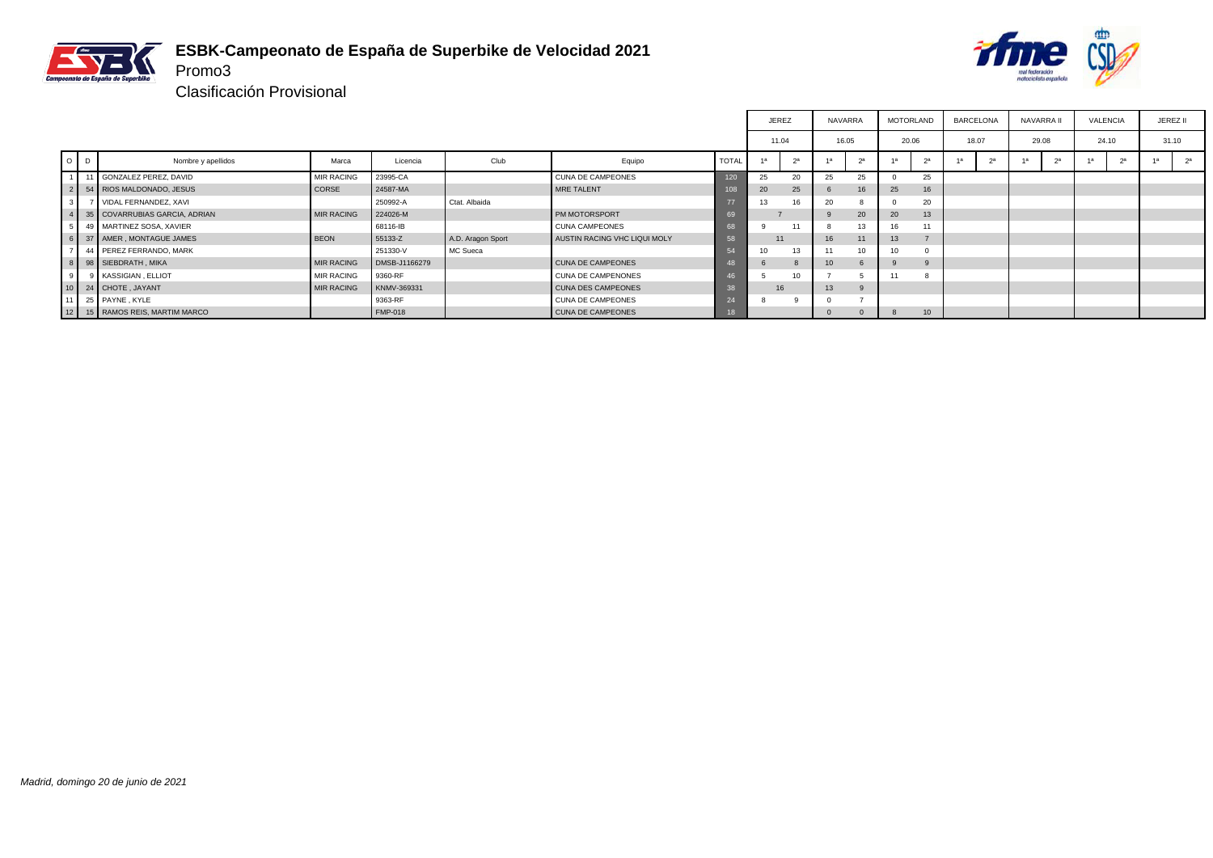# ESBK-Campeonato de España de Superbike de Velocidad 2021

Promo3

Clasificación Provisional

| O | D | Nombre y apellidos | Marca | Licencia | Club | Equipo | TOTAL | JEREZ 11.04 | | NAVARRA 16.05 | | MOTORLAND 20.06 | | BARCELONA 18.07 | | NAVARRA II 29.08 | | VALENCIA 24.10 | | JEREZ II 31.10 | |
|---|---|---|---|---|---|---|---|---|---|---|---|---|---|---|---|---|---|---|---|---|---|
| | | | | | | | | 1ª | 2ª | 1ª | 2ª | 1ª | 2ª | 1ª | 2ª | 1ª | 2ª | 1ª | 2ª | 1ª | 2ª |
| 1 | 11 | GONZALEZ PEREZ, DAVID | MIR RACING | 23995-CA | | CUNA DE CAMPEONES | 120 | 25 | 20 | 25 | 25 | 0 | 25 | | | | | | | | |
| 2 | 54 | RIOS MALDONADO, JESUS | CORSE | 24587-MA | | MRE TALENT | 108 | 20 | 25 | 6 | 16 | 25 | 16 | | | | | | | | |
| 3 | 7 | VIDAL FERNANDEZ, XAVI | | 250992-A | Ctat. Albaida | | 77 | 13 | 16 | 20 | 8 | 0 | 20 | | | | | | | | |
| 4 | 35 | COVARRUBIAS GARCIA, ADRIAN | MIR RACING | 224026-M | | PM MOTORSPORT | 69 | 7 | | 9 | 20 | 20 | 13 | | | | | | | | |
| 5 | 49 | MARTINEZ SOSA, XAVIER | | 68116-IB | | CUNA CAMPEONES | 68 | 9 | 11 | 8 | 13 | 16 | 11 | | | | | | | | |
| 6 | 37 | AMER , MONTAGUE JAMES | BEON | 55133-Z | A.D. Aragon Sport | AUSTIN RACING VHC LIQUI MOLY | 58 | 11 | | 16 | 11 | 13 | 7 | | | | | | | | |
| 7 | 44 | PEREZ FERRANDO, MARK | | 251330-V | MC Sueca | | 54 | 10 | 13 | 11 | 10 | 10 | 0 | | | | | | | | |
| 8 | 98 | SIEBDRATH , MIKA | MIR RACING | DMSB-J1166279 | | CUNA DE CAMPEONES | 48 | 6 | 8 | 10 | 6 | 9 | 9 | | | | | | | | |
| 9 | 9 | KASSIGIAN , ELLIOT | MIR RACING | 9360-RF | | CUNA DE CAMPENONES | 46 | 5 | 10 | 7 | 5 | 11 | 8 | | | | | | | | |
| 10 | 24 | CHOTE , JAYANT | MIR RACING | KNMV-369331 | | CUNA DES CAMPEONES | 38 | 16 | | 13 | 9 | | | | | | | | | | |
| 11 | 25 | PAYNE , KYLE | | 9363-RF | | CUNA DE CAMPEONES | 24 | 8 | 9 | 0 | 7 | | | | | | | | | | |
| 12 | 15 | RAMOS REIS, MARTIM MARCO | | FMP-018 | | CUNA DE CAMPEONES | 18 | | | 0 | 0 | 8 | 10 | | | | | | | | |

*Madrid, domingo 20 de junio de 2021*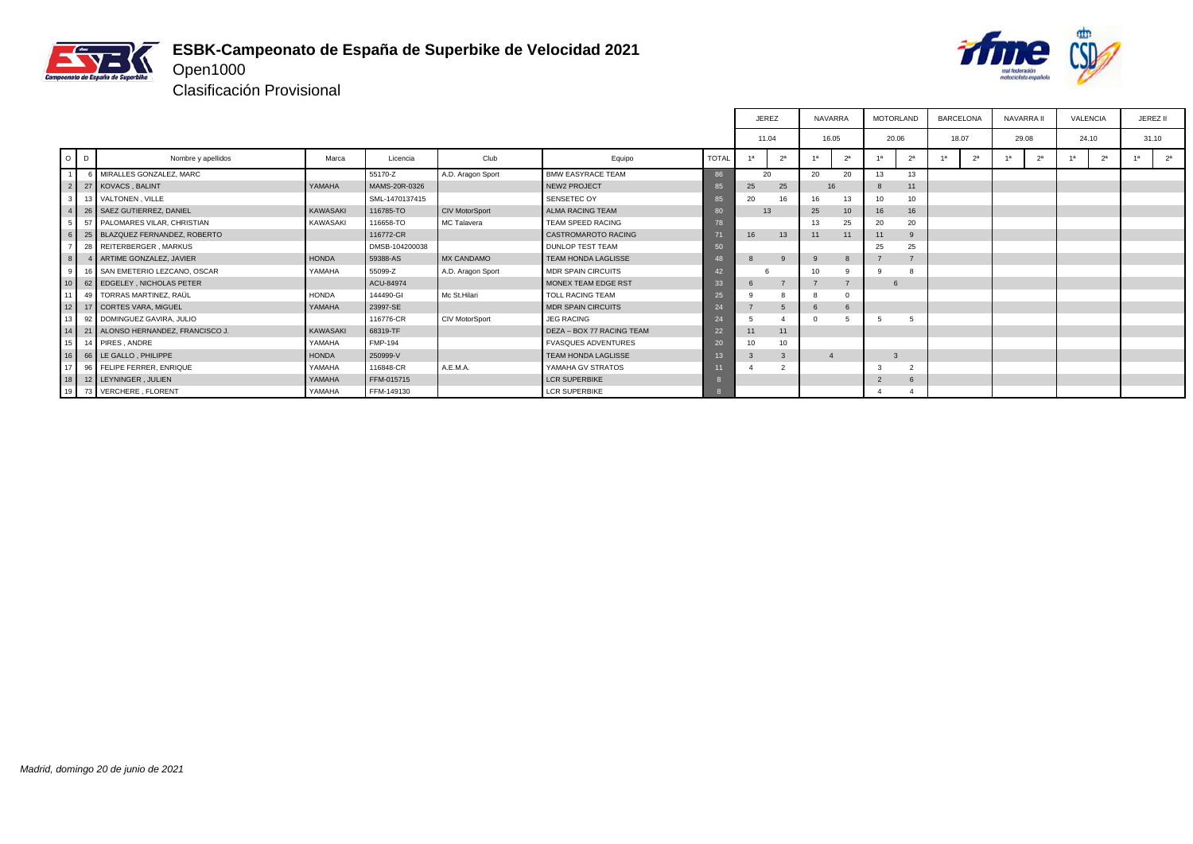# ESBK-Campeonato de España de Superbike de Velocidad 2021

Open1000

Clasificación Provisional

| O | D | Nombre y apellidos | Marca | Licencia | Club | Equipo | TOTAL | JEREZ 11.04 1ª | JEREZ 11.04 2ª | NAVARRA 16.05 1ª | NAVARRA 16.05 2ª | MOTORLAND 20.06 1ª | MOTORLAND 20.06 2ª | BARCELONA 18.07 1ª | BARCELONA 18.07 2ª | NAVARRA II 29.08 1ª | NAVARRA II 29.08 2ª | VALENCIA 24.10 1ª | VALENCIA 24.10 2ª | JEREZ II 31.10 1ª | JEREZ II 31.10 2ª |
|---|---|---|---|---|---|---|---|---|---|---|---|---|---|---|---|---|---|---|---|---|---|
| 1 | 6 | MIRALLES GONZALEZ, MARC | | 55170-Z | A.D. Aragon Sport | BMW EASYRACE TEAM | 86 | 20 | | 20 | 20 | 13 | 13 | | | | | | | | |
| 2 | 27 | KOVACS , BALINT | YAMAHA | MAMS-20R-0326 | | NEW2 PROJECT | 85 | 25 | 25 | 16 | | 8 | 11 | | | | | | | | |
| 3 | 13 | VALTONEN , VILLE | | SML-1470137415 | | SENSETEC OY | 85 | 20 | 16 | 16 | 13 | 10 | 10 | | | | | | | | |
| 4 | 26 | SAEZ GUTIERREZ, DANIEL | KAWASAKI | 116785-TO | CIV MotorSport | ALMA RACING TEAM | 80 | 13 | | 25 | 10 | 16 | 16 | | | | | | | | |
| 5 | 57 | PALOMARES VILAR, CHRISTIAN | KAWASAKI | 116658-TO | MC Talavera | TEAM SPEED RACING | 78 | | | 13 | 25 | 20 | 20 | | | | | | | | |
| 6 | 25 | BLAZQUEZ FERNANDEZ, ROBERTO | | 116772-CR | | CASTROMAROTO RACING | 71 | 16 | 13 | 11 | 11 | 11 | 9 | | | | | | | | |
| 7 | 28 | REITERBERGER , MARKUS | | DMSB-104200038 | | DUNLOP TEST TEAM | 50 | | | | | 25 | 25 | | | | | | | | |
| 8 | 4 | ARTIME GONZALEZ, JAVIER | HONDA | 59388-AS | MX CANDAMO | TEAM HONDA LAGLISSE | 48 | 8 | 9 | 9 | 8 | 7 | 7 | | | | | | | | |
| 9 | 16 | SAN EMETERIO LEZCANO, OSCAR | YAMAHA | 55099-Z | A.D. Aragon Sport | MDR SPAIN CIRCUITS | 42 | 6 | | 10 | 9 | 9 | 8 | | | | | | | | |
| 10 | 62 | EDGELEY , NICHOLAS PETER | | ACU-84974 | | MONEX TEAM EDGE RST | 33 | 6 | 7 | 7 | 7 | 6 | | | | | | | | | |
| 11 | 49 | TORRAS MARTINEZ, RAÜL | HONDA | 144490-GI | Mc St.Hilari | TOLL RACING TEAM | 25 | 9 | 8 | 8 | 0 | | | | | | | | | | |
| 12 | 17 | CORTES VARA, MIGUEL | YAMAHA | 23997-SE | | MDR SPAIN CIRCUITS | 24 | 7 | 5 | 6 | 6 | | | | | | | | | | |
| 13 | 92 | DOMINGUEZ GAVIRA, JULIO | | 116776-CR | CIV MotorSport | JEG RACING | 24 | 5 | 4 | 0 | 5 | 5 | 5 | | | | | | | | |
| 14 | 21 | ALONSO HERNANDEZ, FRANCISCO J. | KAWASAKI | 68319-TF | | DEZA – BOX 77 RACING TEAM | 22 | 11 | 11 | | | | | | | | | | | | |
| 15 | 14 | PIRES , ANDRE | YAMAHA | FMP-194 | | FVASQUES ADVENTURES | 20 | 10 | 10 | | | | | | | | | | | | |
| 16 | 66 | LE GALLO , PHILIPPE | HONDA | 250999-V | | TEAM HONDA LAGLISSE | 13 | 3 | 3 | 4 | | 3 | | | | | | | | | |
| 17 | 96 | FELIPE FERRER, ENRIQUE | YAMAHA | 116848-CR | A.E.M.A. | YAMAHA GV STRATOS | 11 | 4 | 2 | | | 3 | 2 | | | | | | | | |
| 18 | 12 | LEYNINGER , JULIEN | YAMAHA | FFM-015715 | | LCR SUPERBIKE | 8 | | | | | 2 | 6 | | | | | | | | |
| 19 | 73 | VERCHERE , FLORENT | YAMAHA | FFM-149130 | | LCR SUPERBIKE | 8 | | | | | 4 | 4 | | | | | | | | |

*Madrid, domingo 20 de junio de 2021*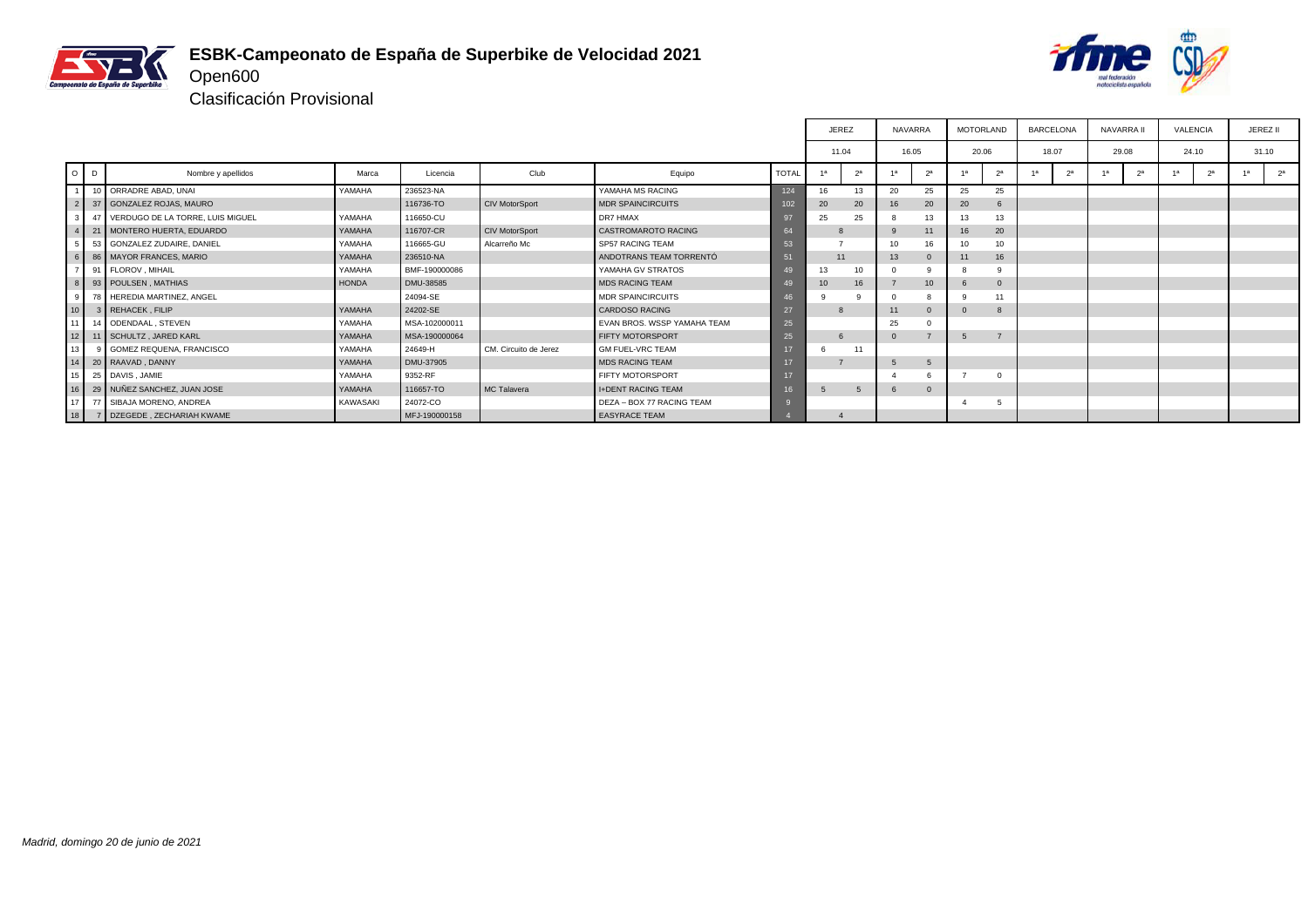# ESBK-Campeonato de España de Superbike de Velocidad 2021

## Open600

### Clasificación Provisional

| O | D | Nombre y apellidos | Marca | Licencia | Club | Equipo | TOTAL | JEREZ 11.04 | | NAVARRA 16.05 | | MOTORLAND 20.06 | | BARCELONA 18.07 | | NAVARRA II 29.08 | | VALENCIA 24.10 | | JEREZ II 31.10 | |
|---|---|---|---|---|---|---|---|---|---|---|---|---|---|---|---|---|---|---|---|---|---|
| | | | | | | | | 1ª | 2ª | 1ª | 2ª | 1ª | 2ª | 1ª | 2ª | 1ª | 2ª | 1ª | 2ª | 1ª | 2ª |
| 1 | 10 | ORRADRE ABAD, UNAI | YAMAHA | 236523-NA | | YAMAHA MS RACING | 124 | 16 | 13 | 20 | 25 | 25 | 25 | | | | | | | | |
| 2 | 37 | GONZALEZ ROJAS, MAURO | | 116736-TO | CIV MotorSport | MDR SPAINCIRCUITS | 102 | 20 | 20 | 16 | 20 | 20 | 6 | | | | | | | | |
| 3 | 47 | VERDUGO DE LA TORRE, LUIS MIGUEL | YAMAHA | 116650-CU | | DR7 HMAX | 97 | 25 | 25 | 8 | 13 | 13 | 13 | | | | | | | | |
| 4 | 21 | MONTERO HUERTA, EDUARDO | YAMAHA | 116707-CR | CIV MotorSport | CASTROMAROTO RACING | 64 | 8 | | 9 | 11 | 16 | 20 | | | | | | | | |
| 5 | 53 | GONZALEZ ZUDAIRE, DANIEL | YAMAHA | 116665-GU | Alcarreño Mc | SP57 RACING TEAM | 53 | 7 | | 10 | 16 | 10 | 10 | | | | | | | | |
| 6 | 86 | MAYOR FRANCES, MARIO | YAMAHA | 236510-NA | | ANDOTRANS TEAM TORRENTÓ | 51 | 11 | | 13 | 0 | 11 | 16 | | | | | | | | |
| 7 | 91 | FLOROV , MIHAIL | YAMAHA | BMF-190000086 | | YAMAHA GV STRATOS | 49 | 13 | 10 | 0 | 9 | 8 | 9 | | | | | | | | |
| 8 | 93 | POULSEN , MATHIAS | HONDA | DMU-38585 | | MDS RACING TEAM | 49 | 10 | 16 | 7 | 10 | 6 | 0 | | | | | | | | |
| 9 | 78 | HEREDIA MARTINEZ, ANGEL | | 24094-SE | | MDR SPAINCIRCUITS | 46 | 9 | 9 | 0 | 8 | 9 | 11 | | | | | | | | |
| 10 | 3 | REHACEK , FILIP | YAMAHA | 24202-SE | | CARDOSO RACING | 27 | 8 | | 11 | 0 | 0 | 8 | | | | | | | | |
| 11 | 14 | ODENDAAL , STEVEN | YAMAHA | MSA-102000011 | | EVAN BROS. WSSP YAMAHA TEAM | 25 | | | 25 | 0 | | | | | | | | | | |
| 12 | 11 | SCHULTZ , JARED KARL | YAMAHA | MSA-190000064 | | FIFTY MOTORSPORT | 25 | 6 | | 0 | 7 | 5 | 7 | | | | | | | | |
| 13 | 9 | GOMEZ REQUENA, FRANCISCO | YAMAHA | 24649-H | CM. Circuito de Jerez | GM FUEL-VRC TEAM | 17 | 6 | 11 | | | | | | | | | | | | |
| 14 | 20 | RAAVAD , DANNY | YAMAHA | DMU-37905 | | MDS RACING TEAM | 17 | 7 | | 5 | 5 | | | | | | | | | | |
| 15 | 25 | DAVIS , JAMIE | YAMAHA | 9352-RF | | FIFTY MOTORSPORT | 17 | | | 4 | 6 | 7 | 0 | | | | | | | | |
| 16 | 29 | NUÑEZ SANCHEZ, JUAN JOSE | YAMAHA | 116657-TO | MC Talavera | I+DENT RACING TEAM | 16 | 5 | 5 | 6 | 0 | | | | | | | | | | |
| 17 | 77 | SIBAJA MORENO, ANDREA | KAWASAKI | 24072-CO | | DEZA – BOX 77 RACING TEAM | 9 | | | | | 4 | 5 | | | | | | | | |
| 18 | 7 | DZEGEDE , ZECHARIAH KWAME | | MFJ-190000158 | | EASYRACE TEAM | 4 | 4 | | | | | | | | | | | | | |

*Madrid, domingo 20 de junio de 2021*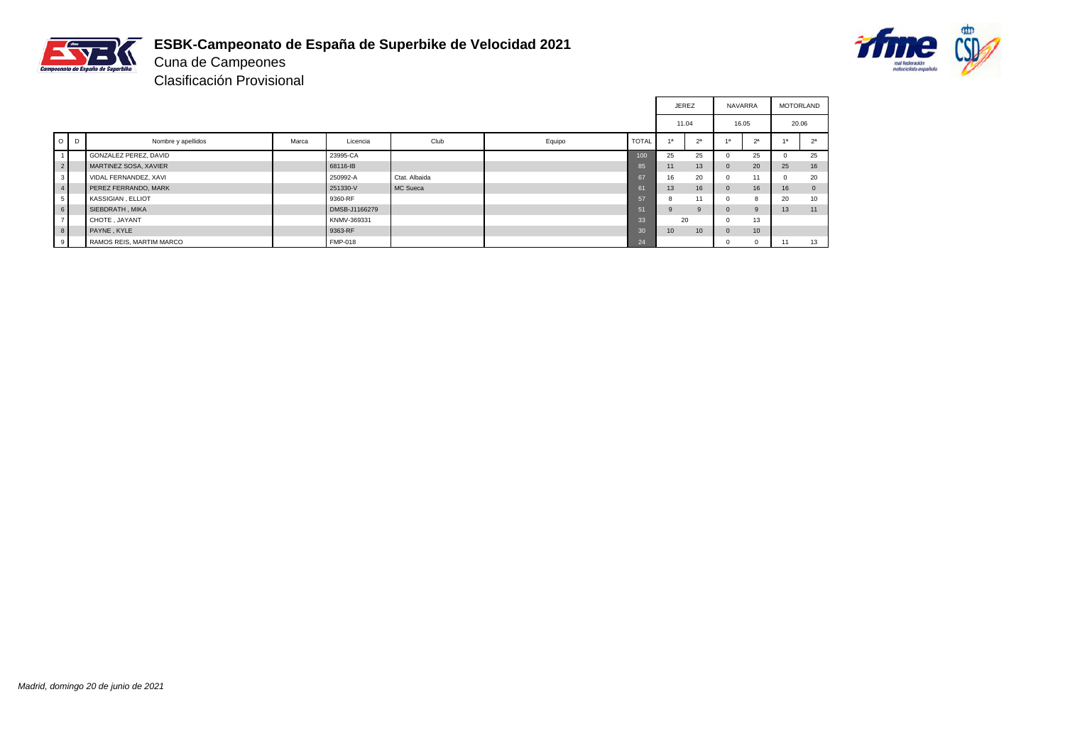# ESBK-Campeonato de España de Superbike de Velocidad 2021

Cuna de Campeones

Clasificación Provisional

| | | | | | | | | JEREZ | | NAVARRA | | MOTORLAND | |
|---|---|---|---|---|---|---|---|---|---|---|---|---|---|
| | | | | | | | | 11.04 | | 16.05 | | 20.06 | |
| O | D | Nombre y apellidos | Marca | Licencia | Club | Equipo | TOTAL | 1ª | 2ª | 1ª | 2ª | 1ª | 2ª |
| 1 | | GONZALEZ PEREZ, DAVID | | 23995-CA | | | 100 | 25 | 25 | 0 | 25 | 0 | 25 |
| 2 | | MARTINEZ SOSA, XAVIER | | 68116-IB | | | 85 | 11 | 13 | 0 | 20 | 25 | 16 |
| 3 | | VIDAL FERNANDEZ, XAVI | | 250992-A | Ctat. Albaida | | 67 | 16 | 20 | 0 | 11 | 0 | 20 |
| 4 | | PEREZ FERRANDO, MARK | | 251330-V | MC Sueca | | 61 | 13 | 16 | 0 | 16 | 16 | 0 |
| 5 | | KASSIGIAN , ELLIOT | | 9360-RF | | | 57 | 8 | 11 | 0 | 8 | 20 | 10 |
| 6 | | SIEBDRATH , MIKA | | DMSB-J1166279 | | | 51 | 9 | 9 | 0 | 9 | 13 | 11 |
| 7 | | CHOTE , JAYANT | | KNMV-369331 | | | 33 | 20 | | 0 | 13 | | |
| 8 | | PAYNE , KYLE | | 9363-RF | | | 30 | 10 | 10 | 0 | 10 | | |
| 9 | | RAMOS REIS, MARTIM MARCO | | FMP-018 | | | 24 | | | 0 | 0 | 11 | 13 |

*Madrid, domingo 20 de junio de 2021*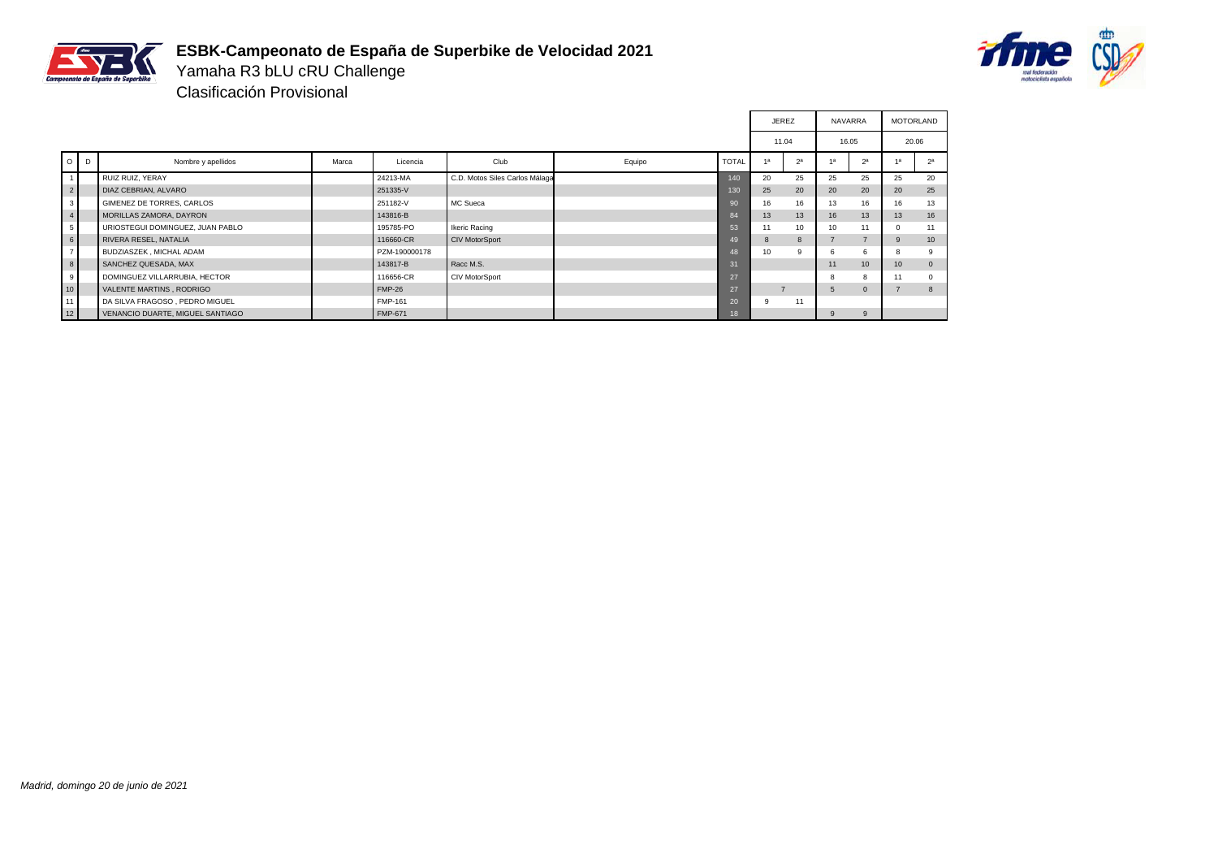# ESBK-Campeonato de España de Superbike de Velocidad 2021

## Yamaha R3 bLU cRU Challenge

### Clasificación Provisional

| O | D | Nombre y apellidos | Marca | Licencia | Club | Equipo | TOTAL | JEREZ | | NAVARRA | | MOTORLAND | |
|---|---|---|---|---|---|---|---|---|---|---|---|---|---|
| | | | | | | | | 11.04 | | 16.05 | | 20.06 | |
| | | | | | | | | 1ª | 2ª | 1ª | 2ª | 1ª | 2ª |
| 1 | | RUIZ RUIZ, YERAY | | 24213-MA | C.D. Motos Siles Carlos Málaga | | 140 | 20 | 25 | 25 | 25 | 25 | 20 |
| 2 | | DIAZ CEBRIAN, ALVARO | | 251335-V | | | 130 | 25 | 20 | 20 | 20 | 20 | 25 |
| 3 | | GIMENEZ DE TORRES, CARLOS | | 251182-V | MC Sueca | | 90 | 16 | 16 | 13 | 16 | 16 | 13 |
| 4 | | MORILLAS ZAMORA, DAYRON | | 143816-B | | | 84 | 13 | 13 | 16 | 13 | 13 | 16 |
| 5 | | URIOSTEGUI DOMINGUEZ, JUAN PABLO | | 195785-PO | Ikeric Racing | | 53 | 11 | 10 | 10 | 11 | 0 | 11 |
| 6 | | RIVERA RESEL, NATALIA | | 116660-CR | CIV MotorSport | | 49 | 8 | 8 | 7 | 7 | 9 | 10 |
| 7 | | BUDZIASZEK , MICHAL ADAM | | PZM-190000178 | | | 48 | 10 | 9 | 6 | 6 | 8 | 9 |
| 8 | | SANCHEZ QUESADA, MAX | | 143817-B | Racc M.S. | | 31 | | | 11 | 10 | 10 | 0 |
| 9 | | DOMINGUEZ VILLARRUBIA, HECTOR | | 116656-CR | CIV MotorSport | | 27 | | | 8 | 8 | 11 | 0 |
| 10 | | VALENTE MARTINS , RODRIGO | | FMP-26 | | | 27 | | 7 | 5 | 0 | 7 | 8 |
| 11 | | DA SILVA FRAGOSO , PEDRO MIGUEL | | FMP-161 | | | 20 | 9 | 11 | | | | |
| 12 | | VENANCIO DUARTE, MIGUEL SANTIAGO | | FMP-671 | | | 18 | | | 9 | 9 | | |

*Madrid, domingo 20 de junio de 2021*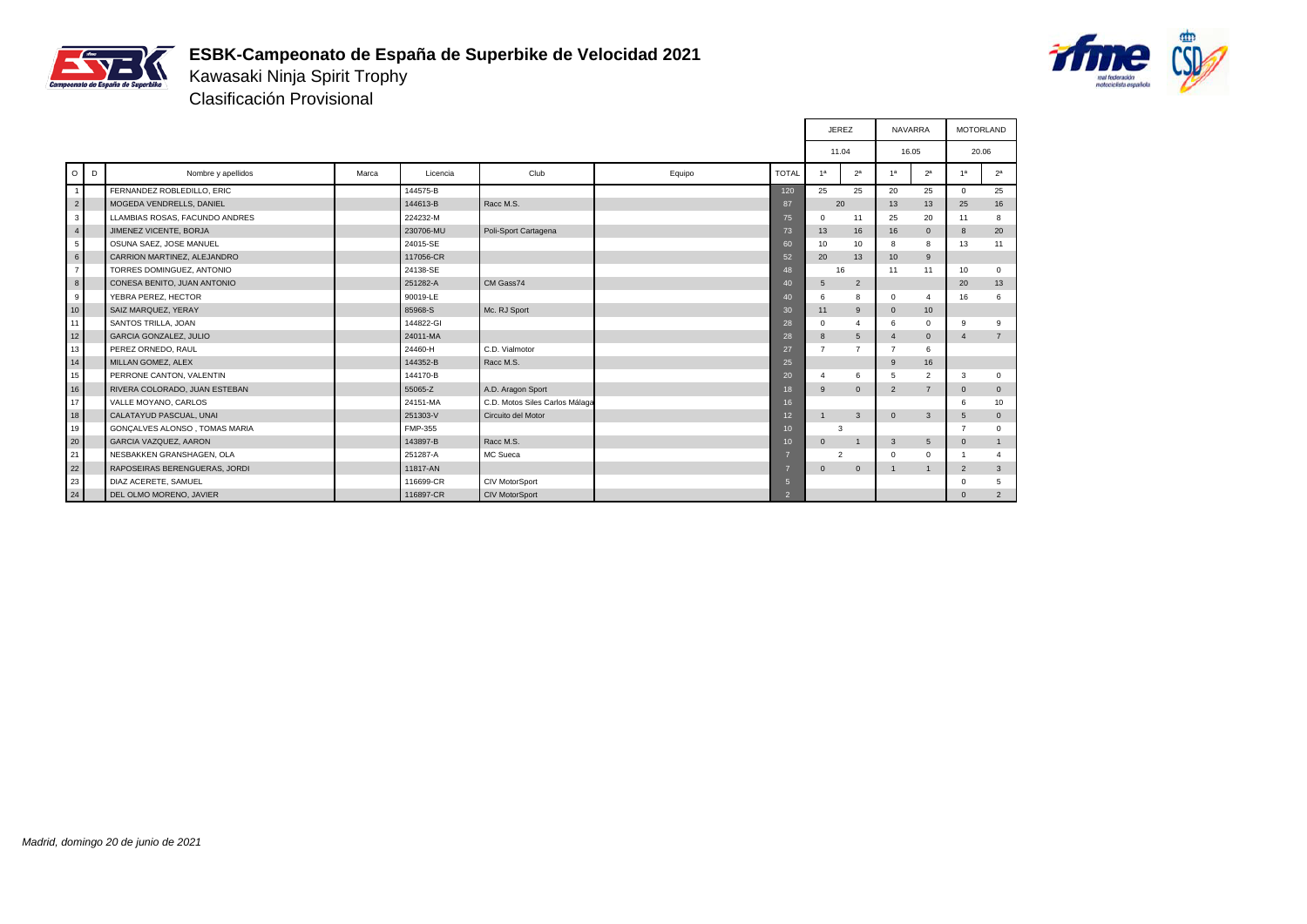# ESBK-Campeonato de España de Superbike de Velocidad 2021

## Kawasaki Ninja Spirit Trophy

### Clasificación Provisional

| O | D | Nombre y apellidos | Marca | Licencia | Club | Equipo | TOTAL | JEREZ 11.04 1ª | JEREZ 11.04 2ª | NAVARRA 16.05 1ª | NAVARRA 16.05 2ª | MOTORLAND 20.06 1ª | MOTORLAND 20.06 2ª |
|---|---|---|---|---|---|---|---|---|---|---|---|---|---|
| 1 | | FERNANDEZ ROBLEDILLO, ERIC | | 144575-B | | | 120 | 25 | 25 | 20 | 25 | 0 | 25 |
| 2 | | MOGEDA VENDRELLS, DANIEL | | 144613-B | Racc M.S. | | 87 | 20 | | 13 | 13 | 25 | 16 |
| 3 | | LLAMBIAS ROSAS, FACUNDO ANDRES | | 224232-M | | | 75 | 0 | 11 | 25 | 20 | 11 | 8 |
| 4 | | JIMENEZ VICENTE, BORJA | | 230706-MU | Poli-Sport Cartagena | | 73 | 13 | 16 | 16 | 0 | 8 | 20 |
| 5 | | OSUNA SAEZ, JOSE MANUEL | | 24015-SE | | | 60 | 10 | 10 | 8 | 8 | 13 | 11 |
| 6 | | CARRION MARTINEZ, ALEJANDRO | | 117056-CR | | | 52 | 20 | 13 | 10 | 9 | | |
| 7 | | TORRES DOMINGUEZ, ANTONIO | | 24138-SE | | | 48 | 16 | | 11 | 11 | 10 | 0 |
| 8 | | CONESA BENITO, JUAN ANTONIO | | 251282-A | CM Gass74 | | 40 | 5 | 2 | | | 20 | 13 |
| 9 | | YEBRA PEREZ, HECTOR | | 90019-LE | | | 40 | 6 | 8 | 0 | 4 | 16 | 6 |
| 10 | | SAIZ MARQUEZ, YERAY | | 85968-S | Mc. RJ Sport | | 30 | 11 | 9 | 0 | 10 | | |
| 11 | | SANTOS TRILLA, JOAN | | 144822-GI | | | 28 | 0 | 4 | 6 | 0 | 9 | 9 |
| 12 | | GARCIA GONZALEZ, JULIO | | 24011-MA | | | 28 | 8 | 5 | 4 | 0 | 4 | 7 |
| 13 | | PEREZ ORNEDO, RAUL | | 24460-H | C.D. Vialmotor | | 27 | 7 | 7 | 7 | 6 | | |
| 14 | | MILLAN GOMEZ, ALEX | | 144352-B | Racc M.S. | | 25 | | | 9 | 16 | | |
| 15 | | PERRONE CANTON, VALENTIN | | 144170-B | | | 20 | 4 | 6 | 5 | 2 | 3 | 0 |
| 16 | | RIVERA COLORADO, JUAN ESTEBAN | | 55065-Z | A.D. Aragon Sport | | 18 | 9 | 0 | 2 | 7 | 0 | 0 |
| 17 | | VALLE MOYANO, CARLOS | | 24151-MA | C.D. Motos Siles Carlos Málaga | | 16 | | | | | 6 | 10 |
| 18 | | CALATAYUD PASCUAL, UNAI | | 251303-V | Circuito del Motor | | 12 | 1 | 3 | 0 | 3 | 5 | 0 |
| 19 | | GONÇALVES ALONSO , TOMAS MARIA | | FMP-355 | | | 10 | 3 | | | | 7 | 0 |
| 20 | | GARCIA VAZQUEZ, AARON | | 143897-B | Racc M.S. | | 10 | 0 | 1 | 3 | 5 | 0 | 1 |
| 21 | | NESBAKKEN GRANSHAGEN, OLA | | 251287-A | MC Sueca | | 7 | 2 | | 0 | 0 | 1 | 4 |
| 22 | | RAPOSEIRAS BERENGUERAS, JORDI | | 11817-AN | | | 7 | 0 | 0 | 1 | 1 | 2 | 3 |
| 23 | | DIAZ ACERETE, SAMUEL | | 116699-CR | CIV MotorSport | | 5 | | | | | 0 | 5 |
| 24 | | DEL OLMO MORENO, JAVIER | | 116897-CR | CIV MotorSport | | 2 | | | | | 0 | 2 |

*Madrid, domingo 20 de junio de 2021*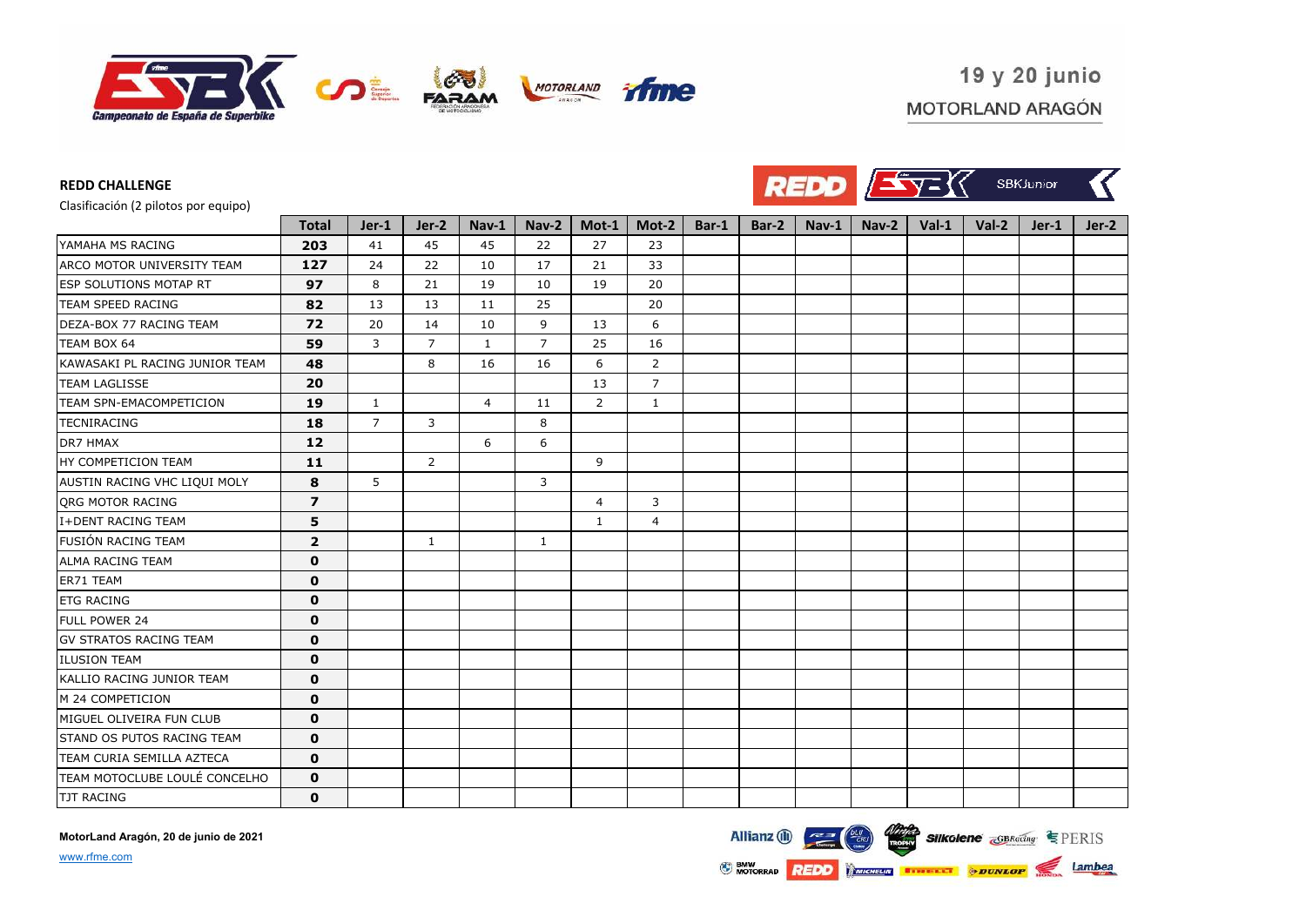19 y 20 junio
MOTORLAND ARAGÓN

**REDD CHALLENGE**

Clasificación (2 pilotos por equipo)

| | Total | Jer-1 | Jer-2 | Nav-1 | Nav-2 | Mot-1 | Mot-2 | Bar-1 | Bar-2 | Nav-1 | Nav-2 | Val-1 | Val-2 | Jer-1 | Jer-2 |
|---|---|---|---|---|---|---|---|---|---|---|---|---|---|---|---|
| YAMAHA MS RACING | **203** | 41 | 45 | 45 | 22 | 27 | 23 | | | | | | | | |
| ARCO MOTOR UNIVERSITY TEAM | **127** | 24 | 22 | 10 | 17 | 21 | 33 | | | | | | | | |
| ESP SOLUTIONS MOTAP RT | **97** | 8 | 21 | 19 | 10 | 19 | 20 | | | | | | | | |
| TEAM SPEED RACING | **82** | 13 | 13 | 11 | 25 | | 20 | | | | | | | | |
| DEZA-BOX 77 RACING TEAM | **72** | 20 | 14 | 10 | 9 | 13 | 6 | | | | | | | | |
| TEAM BOX 64 | **59** | 3 | 7 | 1 | 7 | 25 | 16 | | | | | | | | |
| KAWASAKI PL RACING JUNIOR TEAM | **48** | | 8 | 16 | 16 | 6 | 2 | | | | | | | | |
| TEAM LAGLISSE | **20** | | | | | 13 | 7 | | | | | | | | |
| TEAM SPN-EMACOMPETICION | **19** | 1 | | 4 | 11 | 2 | 1 | | | | | | | | |
| TECNIRACING | **18** | 7 | 3 | | 8 | | | | | | | | | | |
| DR7 HMAX | **12** | | | 6 | 6 | | | | | | | | | | |
| HY COMPETICION TEAM | **11** | | 2 | | | 9 | | | | | | | | | |
| AUSTIN RACING VHC LIQUI MOLY | **8** | 5 | | | 3 | | | | | | | | | | |
| QRG MOTOR RACING | **7** | | | | | 4 | 3 | | | | | | | | |
| I+DENT RACING TEAM | **5** | | | | | 1 | 4 | | | | | | | | |
| FUSIÓN RACING TEAM | **2** | | 1 | | 1 | | | | | | | | | | |
| ALMA RACING TEAM | **0** | | | | | | | | | | | | | | |
| ER71 TEAM | **0** | | | | | | | | | | | | | | |
| ETG RACING | **0** | | | | | | | | | | | | | | |
| FULL POWER 24 | **0** | | | | | | | | | | | | | | |
| GV STRATOS RACING TEAM | **0** | | | | | | | | | | | | | | |
| ILUSION TEAM | **0** | | | | | | | | | | | | | | |
| KALLIO RACING JUNIOR TEAM | **0** | | | | | | | | | | | | | | |
| M 24 COMPETICION | **0** | | | | | | | | | | | | | | |
| MIGUEL OLIVEIRA FUN CLUB | **0** | | | | | | | | | | | | | | |
| STAND OS PUTOS RACING TEAM | **0** | | | | | | | | | | | | | | |
| TEAM CURIA SEMILLA AZTECA | **0** | | | | | | | | | | | | | | |
| TEAM MOTOCLUBE LOULÉ CONCELHO | **0** | | | | | | | | | | | | | | |
| TJT RACING | **0** | | | | | | | | | | | | | | |

**MotorLand Aragón, 20 de junio de 2021**

www.rfme.com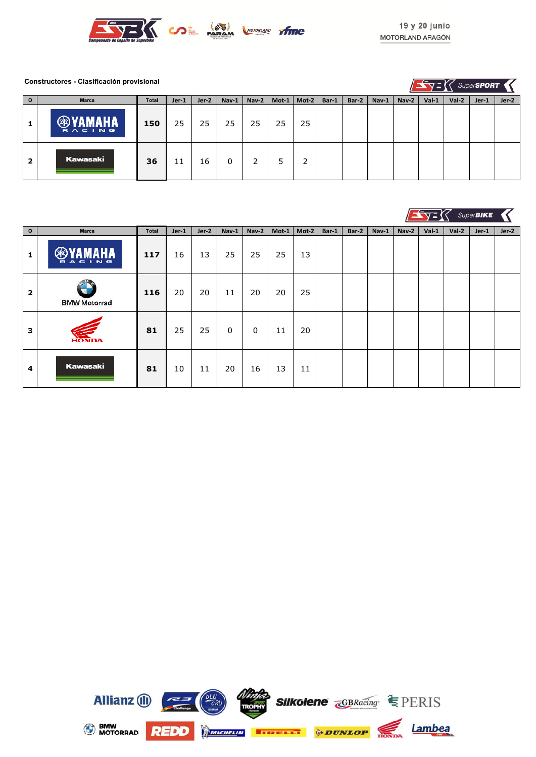19 y 20 junio
MOTORLAND ARAGÓN

**Constructores - Clasificación provisional**

**SuperSPORT**

| O | Marca | Total | Jer-1 | Jer-2 | Nav-1 | Nav-2 | Mot-1 | Mot-2 | Bar-1 | Bar-2 | Nav-1 | Nav-2 | Val-1 | Val-2 | Jer-1 | Jer-2 |
|---|---|---|---|---|---|---|---|---|---|---|---|---|---|---|---|---|
| 1 | YAMAHA RACING | 150 | 25 | 25 | 25 | 25 | 25 | 25 | | | | | | | | |
| 2 | Kawasaki | 36 | 11 | 16 | 0 | 2 | 5 | 2 | | | | | | | | |

**SuperBIKE**

| O | Marca | Total | Jer-1 | Jer-2 | Nav-1 | Nav-2 | Mot-1 | Mot-2 | Bar-1 | Bar-2 | Nav-1 | Nav-2 | Val-1 | Val-2 | Jer-1 | Jer-2 |
|---|---|---|---|---|---|---|---|---|---|---|---|---|---|---|---|---|
| 1 | YAMAHA RACING | 117 | 16 | 13 | 25 | 25 | 25 | 13 | | | | | | | | |
| 2 | BMW Motorrad | 116 | 20 | 20 | 11 | 20 | 20 | 25 | | | | | | | | |
| 3 | HONDA | 81 | 25 | 25 | 0 | 0 | 11 | 20 | | | | | | | | |
| 4 | Kawasaki | 81 | 10 | 11 | 20 | 16 | 13 | 11 | | | | | | | | |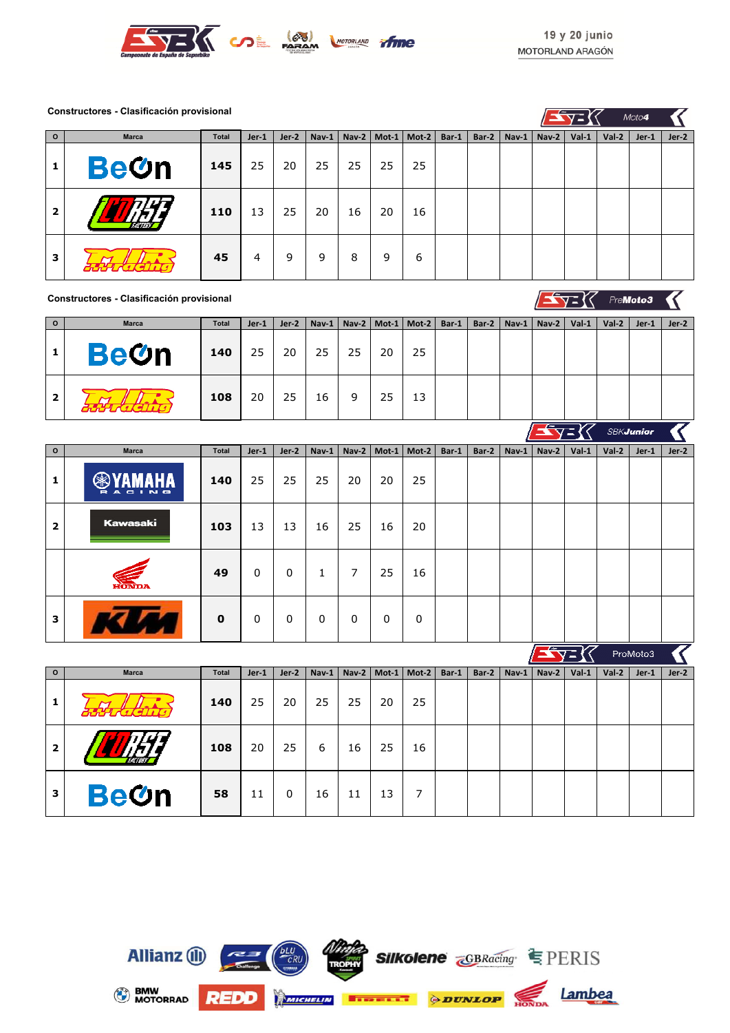19 y 20 junio
MOTORLAND ARAGÓN

## Constructores - Clasificación provisional

Moto4

| O | Marca | Total | Jer-1 | Jer-2 | Nav-1 | Nav-2 | Mot-1 | Mot-2 | Bar-1 | Bar-2 | Nav-1 | Nav-2 | Val-1 | Val-2 | Jer-1 | Jer-2 |
|---|---|---|---|---|---|---|---|---|---|---|---|---|---|---|---|---|
| 1 | BeOn | 145 | 25 | 20 | 25 | 25 | 25 | 25 | | | | | | | | |
| 2 | Corse Factory | 110 | 13 | 25 | 20 | 16 | 20 | 16 | | | | | | | | |
| 3 | MIR Racing | 45 | 4 | 9 | 9 | 8 | 9 | 6 | | | | | | | | |

## Constructores - Clasificación provisional

PreMoto3

| O | Marca | Total | Jer-1 | Jer-2 | Nav-1 | Nav-2 | Mot-1 | Mot-2 | Bar-1 | Bar-2 | Nav-1 | Nav-2 | Val-1 | Val-2 | Jer-1 | Jer-2 |
|---|---|---|---|---|---|---|---|---|---|---|---|---|---|---|---|---|
| 1 | BeOn | 140 | 25 | 20 | 25 | 25 | 20 | 25 | | | | | | | | |
| 2 | MIR Racing | 108 | 20 | 25 | 16 | 9 | 25 | 13 | | | | | | | | |

SBKJunior

| O | Marca | Total | Jer-1 | Jer-2 | Nav-1 | Nav-2 | Mot-1 | Mot-2 | Bar-1 | Bar-2 | Nav-1 | Nav-2 | Val-1 | Val-2 | Jer-1 | Jer-2 |
|---|---|---|---|---|---|---|---|---|---|---|---|---|---|---|---|---|
| 1 | Yamaha Racing | 140 | 25 | 25 | 25 | 20 | 20 | 25 | | | | | | | | |
| 2 | Kawasaki | 103 | 13 | 13 | 16 | 25 | 16 | 20 | | | | | | | | |
| | Honda | 49 | 0 | 0 | 1 | 7 | 25 | 16 | | | | | | | | |
| 3 | KTM | 0 | 0 | 0 | 0 | 0 | 0 | 0 | | | | | | | | |

ProMoto3

| O | Marca | Total | Jer-1 | Jer-2 | Nav-1 | Nav-2 | Mot-1 | Mot-2 | Bar-1 | Bar-2 | Nav-1 | Nav-2 | Val-1 | Val-2 | Jer-1 | Jer-2 |
|---|---|---|---|---|---|---|---|---|---|---|---|---|---|---|---|---|
| 1 | MIR Racing | 140 | 25 | 20 | 25 | 25 | 20 | 25 | | | | | | | | |
| 2 | Corse Factory | 108 | 20 | 25 | 6 | 16 | 25 | 16 | | | | | | | | |
| 3 | BeOn | 58 | 11 | 0 | 16 | 11 | 13 | 7 | | | | | | | | |